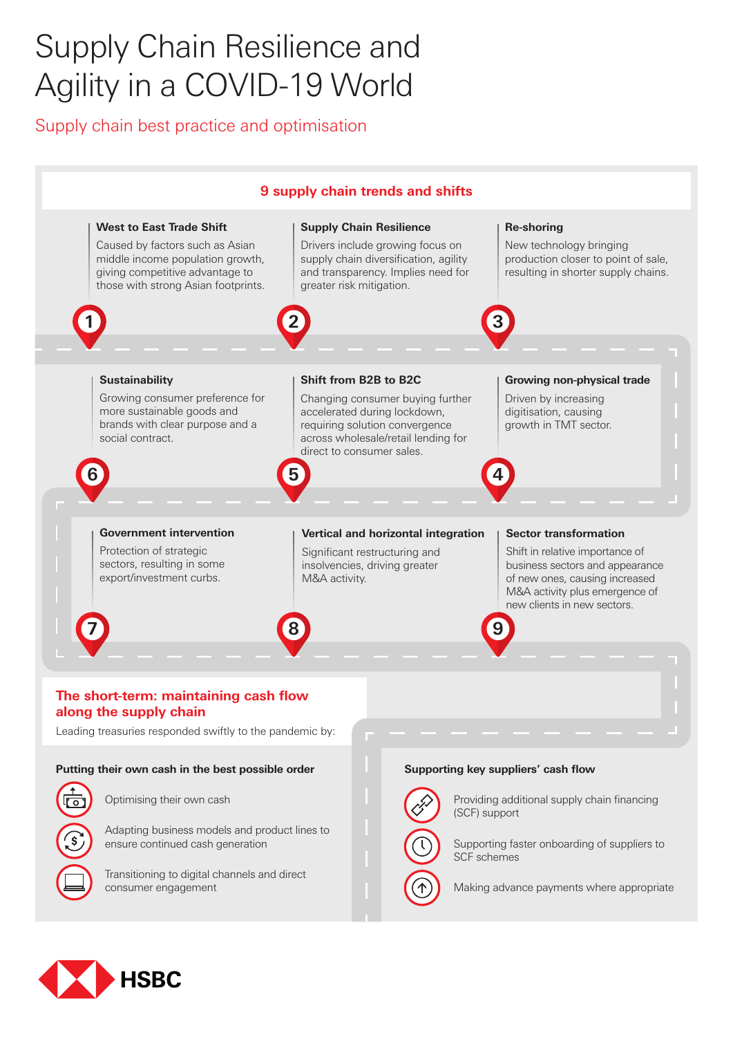# Supply Chain Resilience and Agility in a COVID-19 World

## Supply chain best practice and optimisation

### 9 supply chain trends and shifts

**1. West to East Trade Shift**

Caused by factors such as Asian middle income population growth, giving competitive advantage to those with strong Asian footprints.

**2. Supply Chain Resilience**

Drivers include growing focus on supply chain diversification, agility and transparency. Implies need for greater risk mitigation.

**3. Re-shoring**

New technology bringing production closer to point of sale, resulting in shorter supply chains.

**4. Growing non-physical trade**

Driven by increasing digitisation, causing growth in TMT sector.

**5. Shift from B2B to B2C**

Changing consumer buying further accelerated during lockdown, requiring solution convergence across wholesale/retail lending for direct to consumer sales.

**6. Sustainability**

Growing consumer preference for more sustainable goods and brands with clear purpose and a social contract.

**7. Government intervention**

Protection of strategic sectors, resulting in some export/investment curbs.

**8. Vertical and horizontal integration**

Significant restructuring and insolvencies, driving greater M&A activity.

**9. Sector transformation**

Shift in relative importance of business sectors and appearance of new ones, causing increased M&A activity plus emergence of new clients in new sectors.

### The short-term: maintaining cash flow along the supply chain

Leading treasuries responded swiftly to the pandemic by:

**Putting their own cash in the best possible order**

- Optimising their own cash
- Adapting business models and product lines to ensure continued cash generation
- Transitioning to digital channels and direct consumer engagement

**Supporting key suppliers' cash flow**

- Providing additional supply chain financing (SCF) support
- Supporting faster onboarding of suppliers to SCF schemes
- Making advance payments where appropriate

HSBC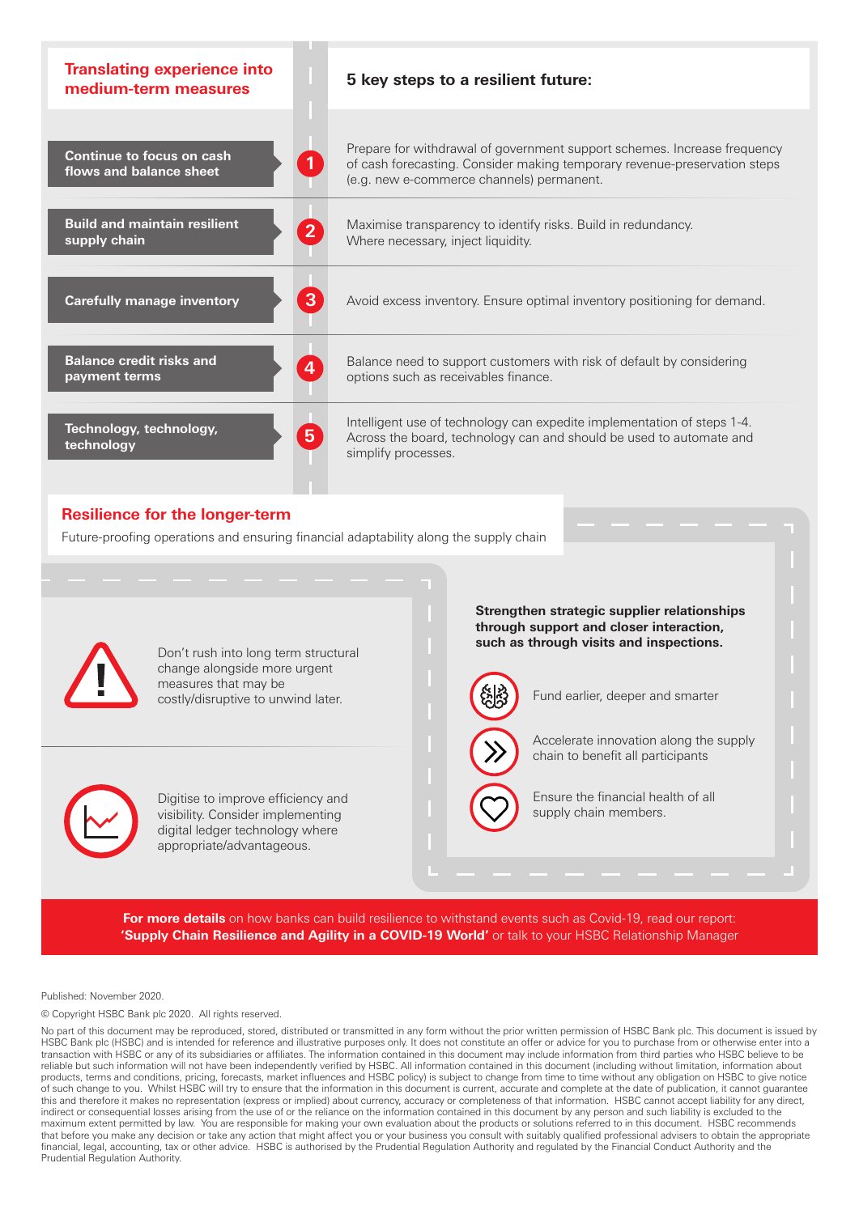## Translating experience into medium-term measures

### 5 key steps to a resilient future:

1. **Continue to focus on cash flows and balance sheet** — Prepare for withdrawal of government support schemes. Increase frequency of cash forecasting. Consider making temporary revenue-preservation steps (e.g. new e-commerce channels) permanent.
2. **Build and maintain resilient supply chain** — Maximise transparency to identify risks. Build in redundancy. Where necessary, inject liquidity.
3. **Carefully manage inventory** — Avoid excess inventory. Ensure optimal inventory positioning for demand.
4. **Balance credit risks and payment terms** — Balance need to support customers with risk of default by considering options such as receivables finance.
5. **Technology, technology, technology** — Intelligent use of technology can expedite implementation of steps 1-4. Across the board, technology can and should be used to automate and simplify processes.

## Resilience for the longer-term

Future-proofing operations and ensuring financial adaptability along the supply chain

Don't rush into long term structural change alongside more urgent measures that may be costly/disruptive to unwind later.

Digitise to improve efficiency and visibility. Consider implementing digital ledger technology where appropriate/advantageous.

**Strengthen strategic supplier relationships through support and closer interaction, such as through visits and inspections.**

- Fund earlier, deeper and smarter
- Accelerate innovation along the supply chain to benefit all participants
- Ensure the financial health of all supply chain members.

**For more details** on how banks can build resilience to withstand events such as Covid-19, read our report: **'Supply Chain Resilience and Agility in a COVID-19 World'** or talk to your HSBC Relationship Manager

Published: November 2020.

© Copyright HSBC Bank plc 2020. All rights reserved.

No part of this document may be reproduced, stored, distributed or transmitted in any form without the prior written permission of HSBC Bank plc. This document is issued by HSBC Bank plc (HSBC) and is intended for reference and illustrative purposes only. It does not constitute an offer or advice for you to purchase from or otherwise enter into a transaction with HSBC or any of its subsidiaries or affiliates. The information contained in this document may include information from third parties who HSBC believe to be reliable but such information will not have been independently verified by HSBC. All information contained in this document (including without limitation, information about products, terms and conditions, pricing, forecasts, market influences and HSBC policy) is subject to change from time to time without any obligation on HSBC to give notice of such change to you. Whilst HSBC will try to ensure that the information in this document is current, accurate and complete at the date of publication, it cannot guarantee this and therefore it makes no representation (express or implied) about currency, accuracy or completeness of that information. HSBC cannot accept liability for any direct, indirect or consequential losses arising from the use of or the reliance on the information contained in this document by any person and such liability is excluded to the maximum extent permitted by law. You are responsible for making your own evaluation about the products or solutions referred to in this document. HSBC recommends that before you make any decision or take any action that might affect you or your business you consult with suitably qualified professional advisers to obtain the appropriate financial, legal, accounting, tax or other advice. HSBC is authorised by the Prudential Regulation Authority and regulated by the Financial Conduct Authority and the Prudential Regulation Authority.